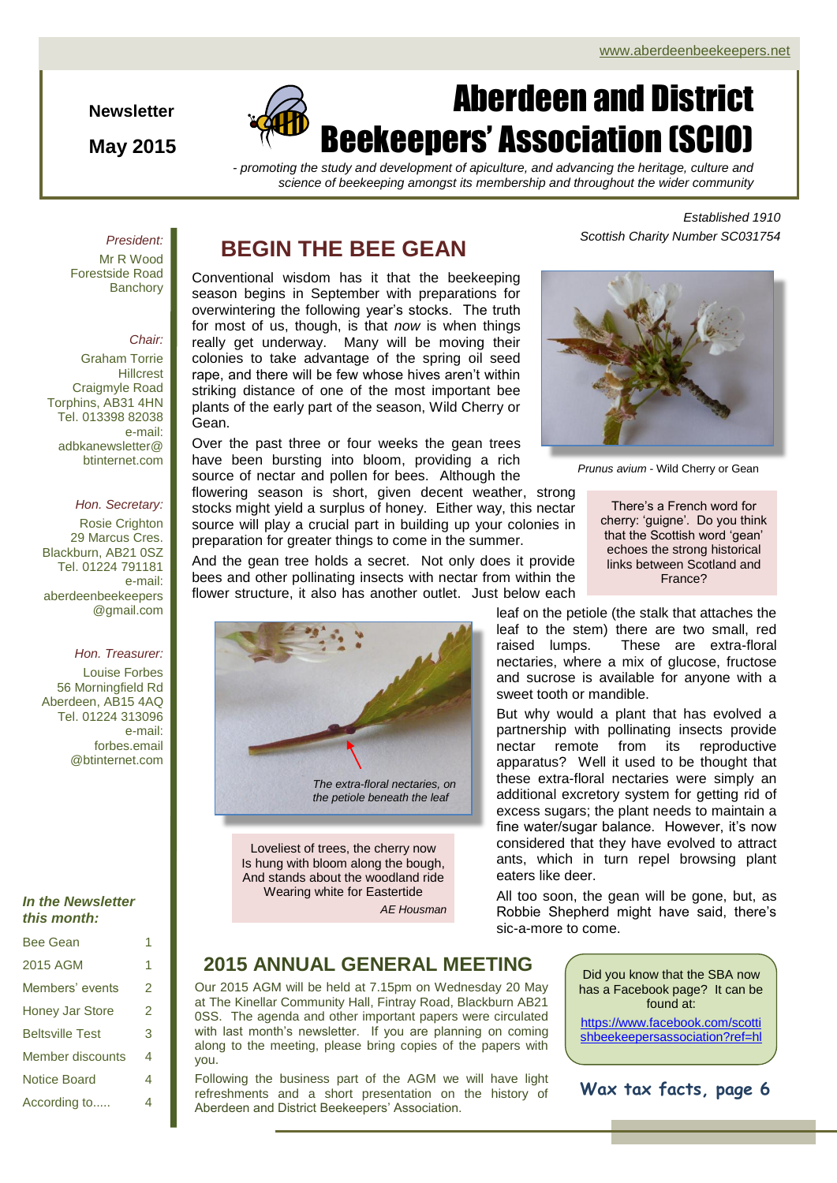www.aberdeenbeekeepers.net

**Newsletter**

**May 2015**

# Aberdeen and District Beekeepers' Association (SCIO)

*- promoting the study and development of apiculture, and advancing the heritage, culture and science of beekeeping amongst its membership and throughout the wider community*

*Established 1910*
*Scottish Charity Number SC031754*

*President:*
Mr R Wood
Forestside Road
Banchory

*Chair:*
Graham Torrie
Hillcrest
Craigmyle Road
Torphins, AB31 4HN
Tel. 013398 82038
e-mail:
adbkanewsletter@btinternet.com

*Hon. Secretary:*
Rosie Crighton
29 Marcus Cres.
Blackburn, AB21 0SZ
Tel. 01224 791181
e-mail:
aberdeenbeekeepers@gmail.com

*Hon. Treasurer:*
Louise Forbes
56 Morningfield Rd
Aberdeen, AB15 4AQ
Tel. 01224 313096
e-mail:
forbes.email@btinternet.com

***In the Newsletter this month:***

| | |
|---|---|
| Bee Gean | 1 |
| 2015 AGM | 1 |
| Members' events | 2 |
| Honey Jar Store | 2 |
| Beltsville Test | 3 |
| Member discounts | 4 |
| Notice Board | 4 |
| According to..... | 4 |

## BEGIN THE BEE GEAN

Conventional wisdom has it that the beekeeping season begins in September with preparations for overwintering the following year's stocks. The truth for most of us, though, is that *now* is when things really get underway. Many will be moving their colonies to take advantage of the spring oil seed rape, and there will be few whose hives aren't within striking distance of one of the most important bee plants of the early part of the season, Wild Cherry or Gean.

*Prunus avium* - Wild Cherry or Gean

Over the past three or four weeks the gean trees have been bursting into bloom, providing a rich source of nectar and pollen for bees. Although the flowering season is short, given decent weather, strong stocks might yield a surplus of honey. Either way, this nectar source will play a crucial part in building up your colonies in preparation for greater things to come in the summer.

> There's a French word for cherry: 'guigne'. Do you think that the Scottish word 'gean' echoes the strong historical links between Scotland and France?

And the gean tree holds a secret. Not only does it provide bees and other pollinating insects with nectar from within the flower structure, it also has another outlet. Just below each leaf on the petiole (the stalk that attaches the leaf to the stem) there are two small, red raised lumps. These are extra-floral nectaries, where a mix of glucose, fructose and sucrose is available for anyone with a sweet tooth or mandible.

*The extra-floral nectaries, on the petiole beneath the leaf*

But why would a plant that has evolved a partnership with pollinating insects provide nectar remote from its reproductive apparatus? Well it used to be thought that these extra-floral nectaries were simply an additional excretory system for getting rid of excess sugars; the plant needs to maintain a fine water/sugar balance. However, it's now considered that they have evolved to attract ants, which in turn repel browsing plant eaters like deer.

> Loveliest of trees, the cherry now
> Is hung with bloom along the bough,
> And stands about the woodland ride
> Wearing white for Eastertide
>
> *AE Housman*

All too soon, the gean will be gone, but, as Robbie Shepherd might have said, there's sic-a-more to come.

## 2015 ANNUAL GENERAL MEETING

Our 2015 AGM will be held at 7.15pm on Wednesday 20 May at The Kinellar Community Hall, Fintray Road, Blackburn AB21 0SS. The agenda and other important papers were circulated with last month's newsletter. If you are planning on coming along to the meeting, please bring copies of the papers with you.

Following the business part of the AGM we will have light refreshments and a short presentation on the history of Aberdeen and District Beekeepers' Association.

> Did you know that the SBA now has a Facebook page? It can be found at:
> https://www.facebook.com/scottishbeekeepersassociation?ref=hl

**Wax tax facts, page 6**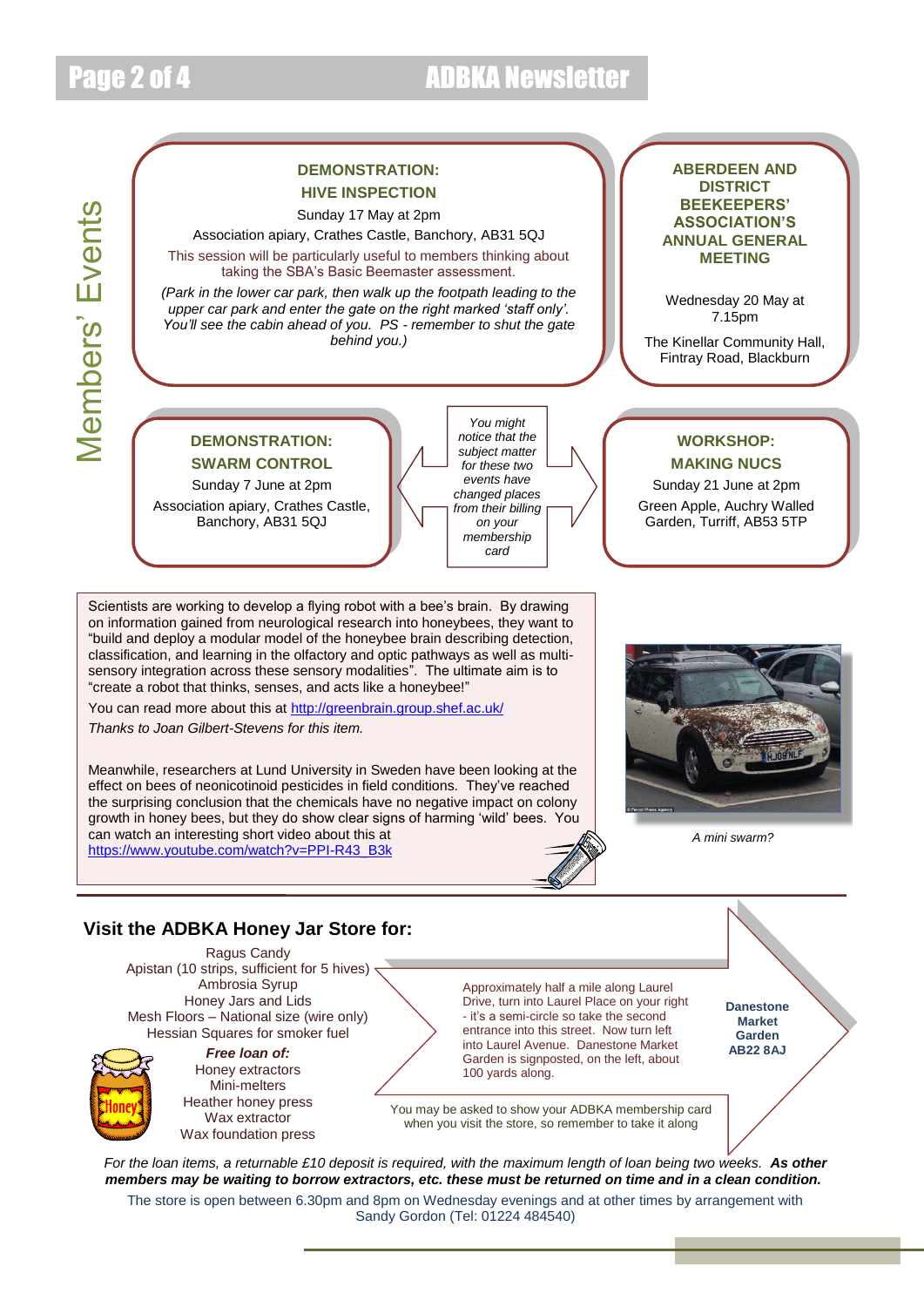## Members' Events

### DEMONSTRATION: HIVE INSPECTION

Sunday 17 May at 2pm

Association apiary, Crathes Castle, Banchory, AB31 5QJ

This session will be particularly useful to members thinking about taking the SBA's Basic Beemaster assessment.

*(Park in the lower car park, then walk up the footpath leading to the upper car park and enter the gate on the right marked 'staff only'. You'll see the cabin ahead of you. PS - remember to shut the gate behind you.)*

### ABERDEEN AND DISTRICT BEEKEEPERS' ASSOCIATION'S ANNUAL GENERAL MEETING

Wednesday 20 May at 7.15pm

The Kinellar Community Hall, Fintray Road, Blackburn

### DEMONSTRATION: SWARM CONTROL

Sunday 7 June at 2pm

Association apiary, Crathes Castle, Banchory, AB31 5QJ

*You might notice that the subject matter for these two events have changed places from their billing on your membership card*

### WORKSHOP: MAKING NUCS

Sunday 21 June at 2pm

Green Apple, Auchry Walled Garden, Turriff, AB53 5TP

---

Scientists are working to develop a flying robot with a bee's brain. By drawing on information gained from neurological research into honeybees, they want to "build and deploy a modular model of the honeybee brain describing detection, classification, and learning in the olfactory and optic pathways as well as multi-sensory integration across these sensory modalities". The ultimate aim is to "create a robot that thinks, senses, and acts like a honeybee!"

You can read more about this at http://greenbrain.group.shef.ac.uk/

*Thanks to Joan Gilbert-Stevens for this item.*

Meanwhile, researchers at Lund University in Sweden have been looking at the effect on bees of neonicotinoid pesticides in field conditions. They've reached the surprising conclusion that the chemicals have no negative impact on colony growth in honey bees, but they do show clear signs of harming 'wild' bees. You can watch an interesting short video about this at https://www.youtube.com/watch?v=PPI-R43_B3k

*A mini swarm?*

---

## Visit the ADBKA Honey Jar Store for:

Ragus Candy
Apistan (10 strips, sufficient for 5 hives)
Ambrosia Syrup
Honey Jars and Lids
Mesh Floors – National size (wire only)
Hessian Squares for smoker fuel

***Free loan of:***

Honey extractors
Mini-melters
Heather honey press
Wax extractor
Wax foundation press

Approximately half a mile along Laurel Drive, turn into Laurel Place on your right - it's a semi-circle so take the second entrance into this street. Now turn left into Laurel Avenue. Danestone Market Garden is signposted, on the left, about 100 yards along.

**Danestone Market Garden AB22 8AJ**

You may be asked to show your ADBKA membership card when you visit the store, so remember to take it along

*For the loan items, a returnable £10 deposit is required, with the maximum length of loan being two weeks.* ***As other members may be waiting to borrow extractors, etc. these must be returned on time and in a clean condition.***

The store is open between 6.30pm and 8pm on Wednesday evenings and at other times by arrangement with Sandy Gordon (Tel: 01224 484540)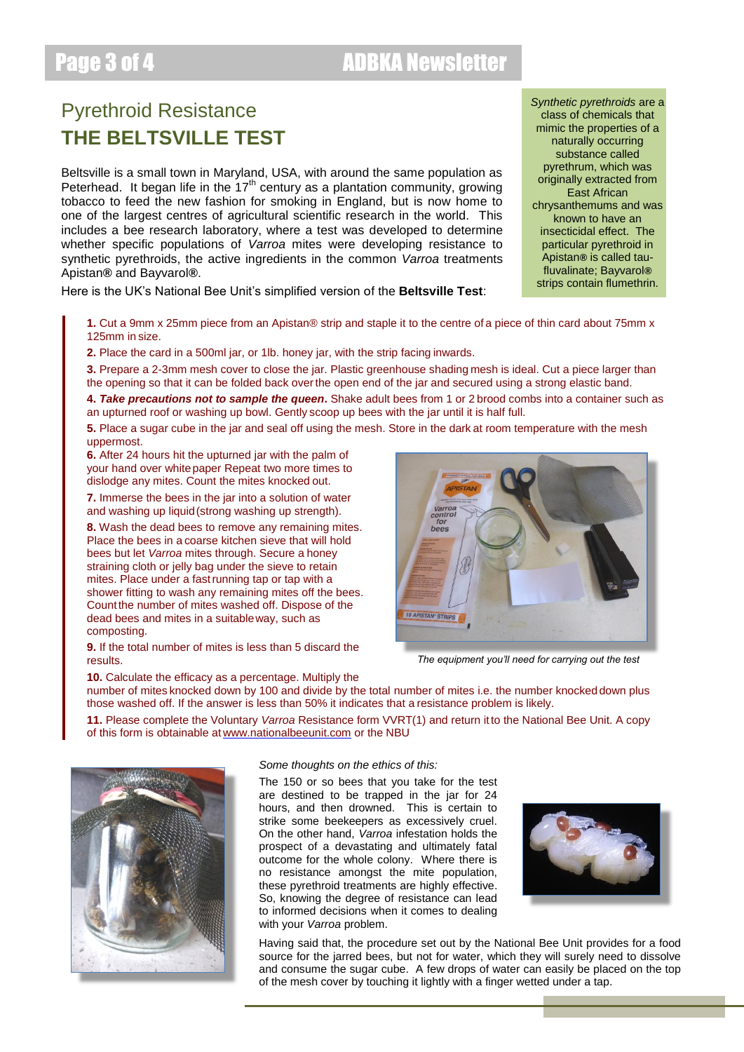# Pyrethroid Resistance

## THE BELTSVILLE TEST

Beltsville is a small town in Maryland, USA, with around the same population as Peterhead. It began life in the 17th century as a plantation community, growing tobacco to feed the new fashion for smoking in England, but is now home to one of the largest centres of agricultural scientific research in the world. This includes a bee research laboratory, where a test was developed to determine whether specific populations of *Varroa* mites were developing resistance to synthetic pyrethroids, the active ingredients in the common *Varroa* treatments Apistan® and Bayvarol®.

Here is the UK's National Bee Unit's simplified version of the **Beltsville Test**:

*Synthetic pyrethroids* are a class of chemicals that mimic the properties of a naturally occurring substance called pyrethrum, which was originally extracted from East African chrysanthemums and was known to have an insecticidal effect. The particular pyrethroid in Apistan® is called tau-fluvalinate; Bayvarol® strips contain flumethrin.

**1.** Cut a 9mm x 25mm piece from an Apistan® strip and staple it to the centre of a piece of thin card about 75mm x 125mm in size.

**2.** Place the card in a 500ml jar, or 1lb. honey jar, with the strip facing inwards.

**3.** Prepare a 2-3mm mesh cover to close the jar. Plastic greenhouse shading mesh is ideal. Cut a piece larger than the opening so that it can be folded back over the open end of the jar and secured using a strong elastic band.

**4.** ***Take precautions not to sample the queen*.** Shake adult bees from 1 or 2 brood combs into a container such as an upturned roof or washing up bowl. Gently scoop up bees with the jar until it is half full.

**5.** Place a sugar cube in the jar and seal off using the mesh. Store in the dark at room temperature with the mesh uppermost.

**6.** After 24 hours hit the upturned jar with the palm of your hand over white paper Repeat two more times to dislodge any mites. Count the mites knocked out.

**7.** Immerse the bees in the jar into a solution of water and washing up liquid (strong washing up strength).

**8.** Wash the dead bees to remove any remaining mites. Place the bees in a coarse kitchen sieve that will hold bees but let *Varroa* mites through. Secure a honey straining cloth or jelly bag under the sieve to retain mites. Place under a fast running tap or tap with a shower fitting to wash any remaining mites off the bees. Count the number of mites washed off. Dispose of the dead bees and mites in a suitable way, such as composting.

**9.** If the total number of mites is less than 5 discard the results.

*The equipment you'll need for carrying out the test*

**10.** Calculate the efficacy as a percentage. Multiply the number of mites knocked down by 100 and divide by the total number of mites i.e. the number knocked down plus those washed off. If the answer is less than 50% it indicates that a resistance problem is likely.

**11.** Please complete the Voluntary *Varroa* Resistance form VVRT(1) and return it to the National Bee Unit. A copy of this form is obtainable at www.nationalbeeunit.com or the NBU

*Some thoughts on the ethics of this:*

The 150 or so bees that you take for the test are destined to be trapped in the jar for 24 hours, and then drowned. This is certain to strike some beekeepers as excessively cruel. On the other hand, *Varroa* infestation holds the prospect of a devastating and ultimately fatal outcome for the whole colony. Where there is no resistance amongst the mite population, these pyrethroid treatments are highly effective. So, knowing the degree of resistance can lead to informed decisions when it comes to dealing with your *Varroa* problem.

Having said that, the procedure set out by the National Bee Unit provides for a food source for the jarred bees, but not for water, which they will surely need to dissolve and consume the sugar cube. A few drops of water can easily be placed on the top of the mesh cover by touching it lightly with a finger wetted under a tap.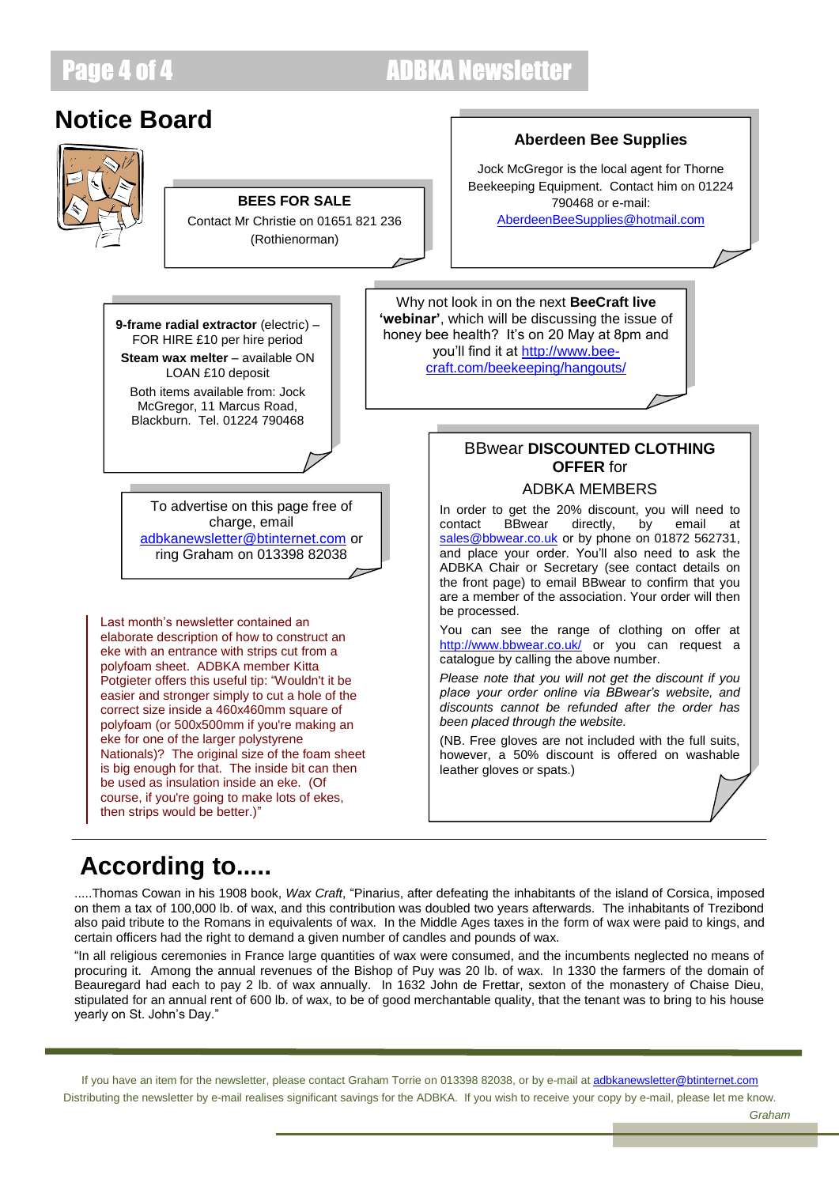# Notice Board

**BEES FOR SALE**

Contact Mr Christie on 01651 821 236 (Rothienorman)

**Aberdeen Bee Supplies**

Jock McGregor is the local agent for Thorne Beekeeping Equipment. Contact him on 01224 790468 or e-mail: AberdeenBeeSupplies@hotmail.com

**9-frame radial extractor** (electric) – FOR HIRE £10 per hire period

**Steam wax melter** – available ON LOAN £10 deposit

Both items available from: Jock McGregor, 11 Marcus Road, Blackburn. Tel. 01224 790468

Why not look in on the next **BeeCraft live 'webinar'**, which will be discussing the issue of honey bee health? It's on 20 May at 8pm and you'll find it at http://www.bee-craft.com/beekeeping/hangouts/

To advertise on this page free of charge, email adbkanewsletter@btinternet.com or ring Graham on 013398 82038

BBwear **DISCOUNTED CLOTHING OFFER** for ADBKA MEMBERS

In order to get the 20% discount, you will need to contact BBwear directly, by email at sales@bbwear.co.uk or by phone on 01872 562731, and place your order. You'll also need to ask the ADBKA Chair or Secretary (see contact details on the front page) to email BBwear to confirm that you are a member of the association. Your order will then be processed.

You can see the range of clothing on offer at http://www.bbwear.co.uk/ or you can request a catalogue by calling the above number.

*Please note that you will not get the discount if you place your order online via BBwear's website, and discounts cannot be refunded after the order has been placed through the website.*

(NB. Free gloves are not included with the full suits, however, a 50% discount is offered on washable leather gloves or spats.)

Last month's newsletter contained an elaborate description of how to construct an eke with an entrance with strips cut from a polyfoam sheet. ADBKA member Kitta Potgieter offers this useful tip: "Wouldn't it be easier and stronger simply to cut a hole of the correct size inside a 460x460mm square of polyfoam (or 500x500mm if you're making an eke for one of the larger polystyrene Nationals)? The original size of the foam sheet is big enough for that. The inside bit can then be used as insulation inside an eke. (Of course, if you're going to make lots of ekes, then strips would be better.)"

# According to.....

.....Thomas Cowan in his 1908 book, *Wax Craft*, "Pinarius, after defeating the inhabitants of the island of Corsica, imposed on them a tax of 100,000 lb. of wax, and this contribution was doubled two years afterwards. The inhabitants of Trezibond also paid tribute to the Romans in equivalents of wax. In the Middle Ages taxes in the form of wax were paid to kings, and certain officers had the right to demand a given number of candles and pounds of wax.

"In all religious ceremonies in France large quantities of wax were consumed, and the incumbents neglected no means of procuring it. Among the annual revenues of the Bishop of Puy was 20 lb. of wax. In 1330 the farmers of the domain of Beauregard had each to pay 2 lb. of wax annually. In 1632 John de Frettar, sexton of the monastery of Chaise Dieu, stipulated for an annual rent of 600 lb. of wax, to be of good merchantable quality, that the tenant was to bring to his house yearly on St. John's Day."

If you have an item for the newsletter, please contact Graham Torrie on 013398 82038, or by e-mail at adbkanewsletter@btinternet.com

Distributing the newsletter by e-mail realises significant savings for the ADBKA. If you wish to receive your copy by e-mail, please let me know.

*Graham*